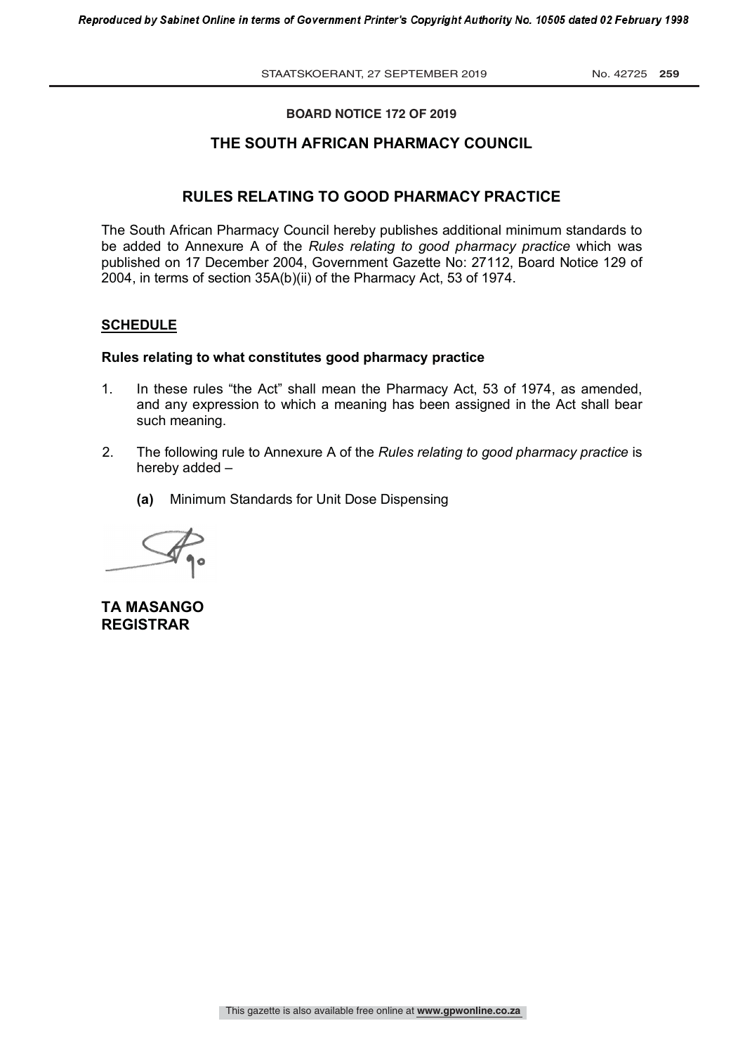**BOARD NOTICE 172 OF 2019**

## THE SOUTH AFRICAN PHARMACY COUNCIL

## RULES RELATING TO GOOD PHARMACY PRACTICE

The South African Pharmacy Council hereby publishes additional minimum standards to be added to Annexure A of the *Rules relating to good pharmacy practice* which was published on 17 December 2004, Government Gazette No: 27112, Board Notice 129 of 2004, in terms of section 35A(b)(ii) of the Pharmacy Act, 53 of 1974.

**SCHEDULE**

**Rules relating to what constitutes good pharmacy practice**

1. In these rules "the Act" shall mean the Pharmacy Act, 53 of 1974, as amended, and any expression to which a meaning has been assigned in the Act shall bear such meaning.

2. The following rule to Annexure A of the *Rules relating to good pharmacy practice* is hereby added –

   **(a)** Minimum Standards for Unit Dose Dispensing

**TA MASANGO**
**REGISTRAR**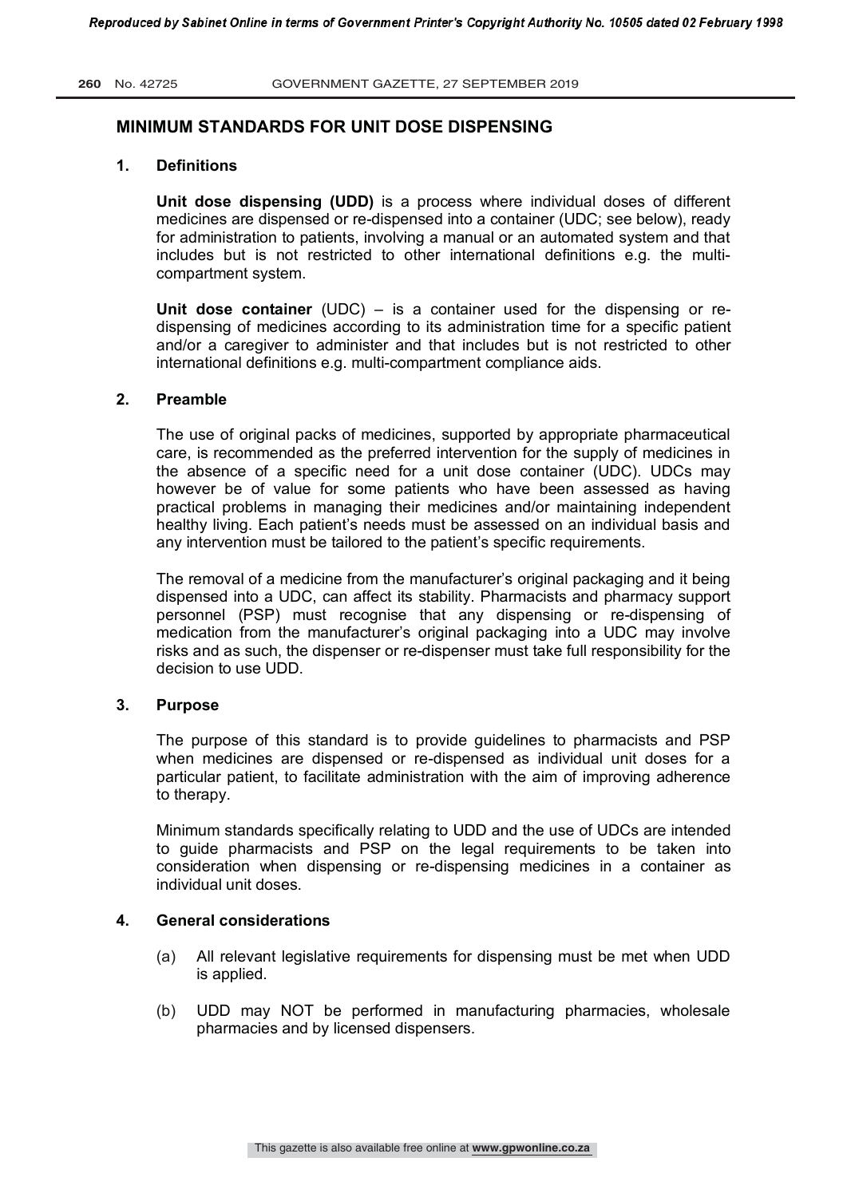## MINIMUM STANDARDS FOR UNIT DOSE DISPENSING

### 1. Definitions

**Unit dose dispensing (UDD)** is a process where individual doses of different medicines are dispensed or re-dispensed into a container (UDC; see below), ready for administration to patients, involving a manual or an automated system and that includes but is not restricted to other international definitions e.g. the multi-compartment system.

**Unit dose container** (UDC) – is a container used for the dispensing or re-dispensing of medicines according to its administration time for a specific patient and/or a caregiver to administer and that includes but is not restricted to other international definitions e.g. multi-compartment compliance aids.

### 2. Preamble

The use of original packs of medicines, supported by appropriate pharmaceutical care, is recommended as the preferred intervention for the supply of medicines in the absence of a specific need for a unit dose container (UDC). UDCs may however be of value for some patients who have been assessed as having practical problems in managing their medicines and/or maintaining independent healthy living. Each patient's needs must be assessed on an individual basis and any intervention must be tailored to the patient's specific requirements.

The removal of a medicine from the manufacturer's original packaging and it being dispensed into a UDC, can affect its stability. Pharmacists and pharmacy support personnel (PSP) must recognise that any dispensing or re-dispensing of medication from the manufacturer's original packaging into a UDC may involve risks and as such, the dispenser or re-dispenser must take full responsibility for the decision to use UDD.

### 3. Purpose

The purpose of this standard is to provide guidelines to pharmacists and PSP when medicines are dispensed or re-dispensed as individual unit doses for a particular patient, to facilitate administration with the aim of improving adherence to therapy.

Minimum standards specifically relating to UDD and the use of UDCs are intended to guide pharmacists and PSP on the legal requirements to be taken into consideration when dispensing or re-dispensing medicines in a container as individual unit doses.

### 4. General considerations

(a) All relevant legislative requirements for dispensing must be met when UDD is applied.

(b) UDD may NOT be performed in manufacturing pharmacies, wholesale pharmacies and by licensed dispensers.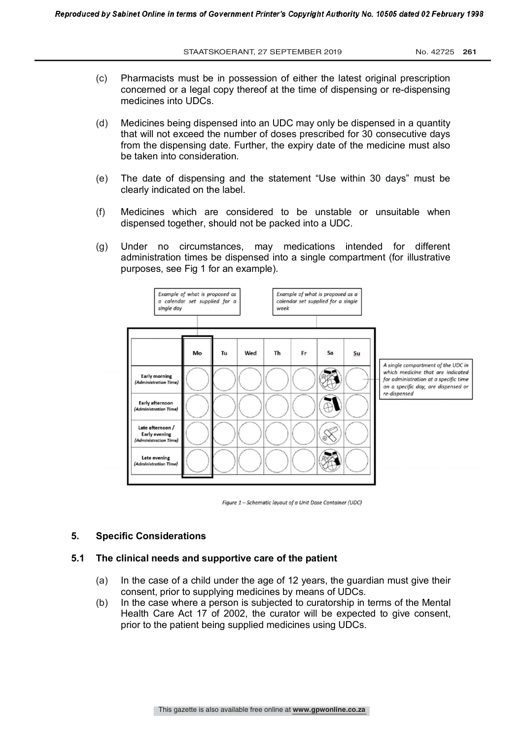(c) Pharmacists must be in possession of either the latest original prescription concerned or a legal copy thereof at the time of dispensing or re-dispensing medicines into UDCs.

(d) Medicines being dispensed into an UDC may only be dispensed in a quantity that will not exceed the number of doses prescribed for 30 consecutive days from the dispensing date. Further, the expiry date of the medicine must also be taken into consideration.

(e) The date of dispensing and the statement "Use within 30 days" must be clearly indicated on the label.

(f) Medicines which are considered to be unstable or unsuitable when dispensed together, should not be packed into a UDC.

(g) Under no circumstances, may medications intended for different administration times be dispensed into a single compartment (for illustrative purposes, see Fig 1 for an example).

*Example of what is proposed as a calendar set supplied for a single day*

*Example of what is proposed as a calendar set supplied for a single week*

| | Mo | Tu | Wed | Th | Fr | Sa | Su |
|---|---|---|---|---|---|---|---|
| Early morning *(Administration Time)* | | | | | | | |
| Early afternoon *(Administration Time)* | | | | | | | |
| Late afternoon / Early evening *(Administration Time)* | | | | | | | |
| Late evening *(Administration Time)* | | | | | | | |

*A single compartment of the UDC in which medicine that are indicated for administration at a specific time on a specific day, are dispensed or re-dispensed*

*Figure 1 – Schematic layout of a Unit Dose Container (UDC)*

## 5. Specific Considerations

### 5.1 The clinical needs and supportive care of the patient

(a) In the case of a child under the age of 12 years, the guardian must give their consent, prior to supplying medicines by means of UDCs.

(b) In the case where a person is subjected to curatorship in terms of the Mental Health Care Act 17 of 2002, the curator will be expected to give consent, prior to the patient being supplied medicines using UDCs.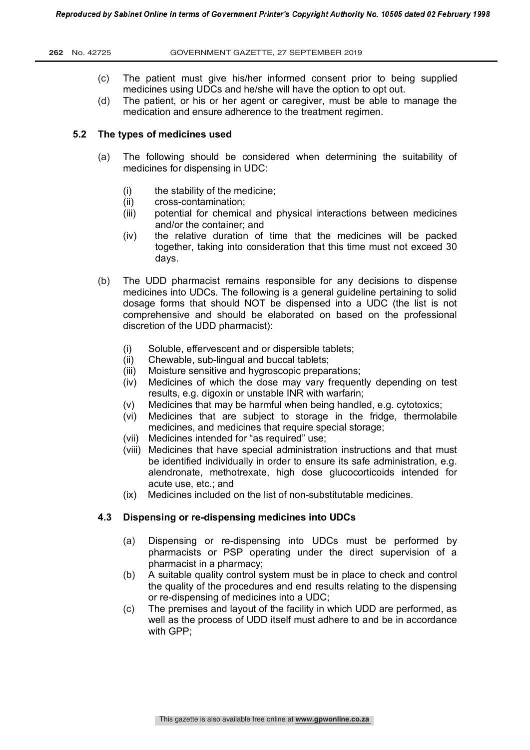(c) The patient must give his/her informed consent prior to being supplied medicines using UDCs and he/she will have the option to opt out.

(d) The patient, or his or her agent or caregiver, must be able to manage the medication and ensure adherence to the treatment regimen.

### 5.2 The types of medicines used

(a) The following should be considered when determining the suitability of medicines for dispensing in UDC:

   (i) the stability of the medicine;
   (ii) cross-contamination;
   (iii) potential for chemical and physical interactions between medicines and/or the container; and
   (iv) the relative duration of time that the medicines will be packed together, taking into consideration that this time must not exceed 30 days.

(b) The UDD pharmacist remains responsible for any decisions to dispense medicines into UDCs. The following is a general guideline pertaining to solid dosage forms that should NOT be dispensed into a UDC (the list is not comprehensive and should be elaborated on based on the professional discretion of the UDD pharmacist):

   (i) Soluble, effervescent and or dispersible tablets;
   (ii) Chewable, sub-lingual and buccal tablets;
   (iii) Moisture sensitive and hygroscopic preparations;
   (iv) Medicines of which the dose may vary frequently depending on test results, e.g. digoxin or unstable INR with warfarin;
   (v) Medicines that may be harmful when being handled, e.g. cytotoxics;
   (vi) Medicines that are subject to storage in the fridge, thermolabile medicines, and medicines that require special storage;
   (vii) Medicines intended for "as required" use;
   (viii) Medicines that have special administration instructions and that must be identified individually in order to ensure its safe administration, e.g. alendronate, methotrexate, high dose glucocorticoids intended for acute use, etc.; and
   (ix) Medicines included on the list of non-substitutable medicines.

### 4.3 Dispensing or re-dispensing medicines into UDCs

(a) Dispensing or re-dispensing into UDCs must be performed by pharmacists or PSP operating under the direct supervision of a pharmacist in a pharmacy;

(b) A suitable quality control system must be in place to check and control the quality of the procedures and end results relating to the dispensing or re-dispensing of medicines into a UDC;

(c) The premises and layout of the facility in which UDD are performed, as well as the process of UDD itself must adhere to and be in accordance with GPP;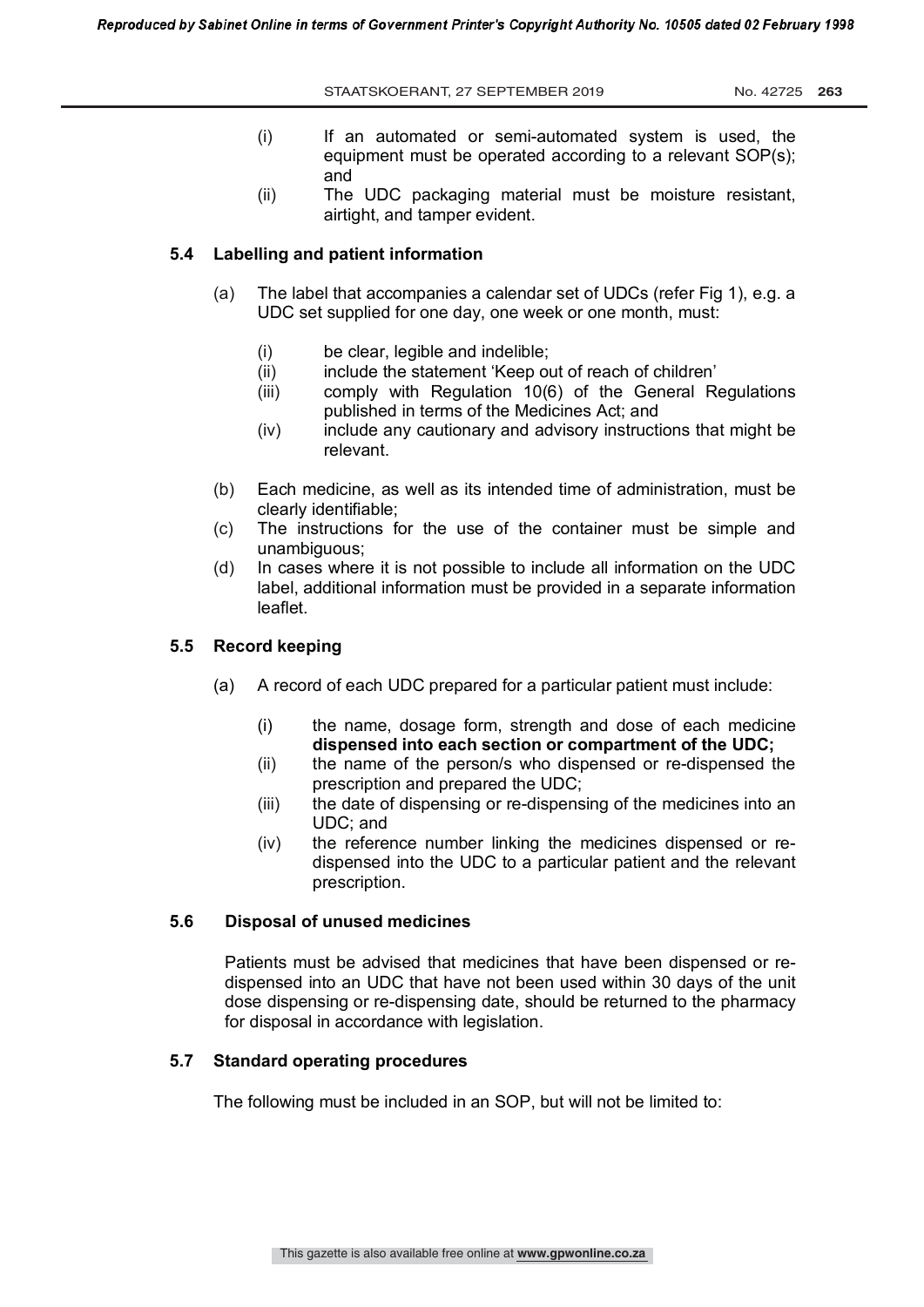(i) If an automated or semi-automated system is used, the equipment must be operated according to a relevant SOP(s); and

(ii) The UDC packaging material must be moisture resistant, airtight, and tamper evident.

### 5.4 Labelling and patient information

(a) The label that accompanies a calendar set of UDCs (refer Fig 1), e.g. a UDC set supplied for one day, one week or one month, must:

(i) be clear, legible and indelible;

(ii) include the statement 'Keep out of reach of children'

(iii) comply with Regulation 10(6) of the General Regulations published in terms of the Medicines Act; and

(iv) include any cautionary and advisory instructions that might be relevant.

(b) Each medicine, as well as its intended time of administration, must be clearly identifiable;

(c) The instructions for the use of the container must be simple and unambiguous;

(d) In cases where it is not possible to include all information on the UDC label, additional information must be provided in a separate information leaflet.

### 5.5 Record keeping

(a) A record of each UDC prepared for a particular patient must include:

(i) the name, dosage form, strength and dose of each medicine **dispensed into each section or compartment of the UDC;**

(ii) the name of the person/s who dispensed or re-dispensed the prescription and prepared the UDC;

(iii) the date of dispensing or re-dispensing of the medicines into an UDC; and

(iv) the reference number linking the medicines dispensed or re-dispensed into the UDC to a particular patient and the relevant prescription.

### 5.6 Disposal of unused medicines

Patients must be advised that medicines that have been dispensed or re-dispensed into an UDC that have not been used within 30 days of the unit dose dispensing or re-dispensing date, should be returned to the pharmacy for disposal in accordance with legislation.

### 5.7 Standard operating procedures

The following must be included in an SOP, but will not be limited to: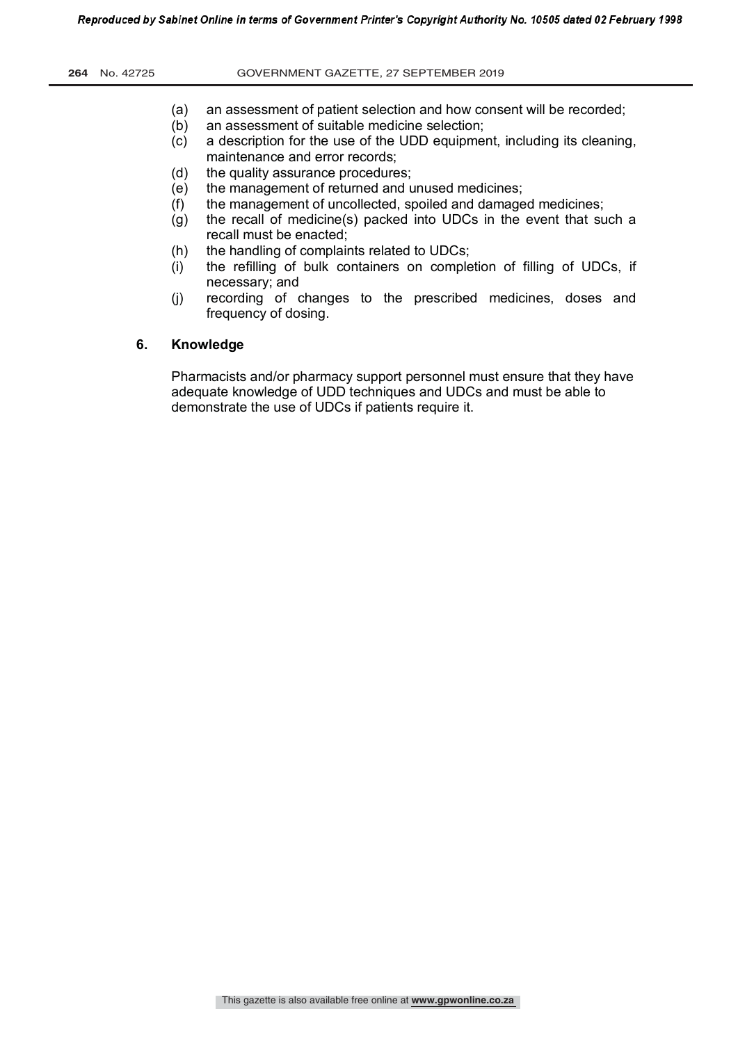(a) an assessment of patient selection and how consent will be recorded;
(b) an assessment of suitable medicine selection;
(c) a description for the use of the UDD equipment, including its cleaning, maintenance and error records;
(d) the quality assurance procedures;
(e) the management of returned and unused medicines;
(f) the management of uncollected, spoiled and damaged medicines;
(g) the recall of medicine(s) packed into UDCs in the event that such a recall must be enacted;
(h) the handling of complaints related to UDCs;
(i) the refilling of bulk containers on completion of filling of UDCs, if necessary; and
(j) recording of changes to the prescribed medicines, doses and frequency of dosing.

## 6. Knowledge

Pharmacists and/or pharmacy support personnel must ensure that they have adequate knowledge of UDD techniques and UDCs and must be able to demonstrate the use of UDCs if patients require it.